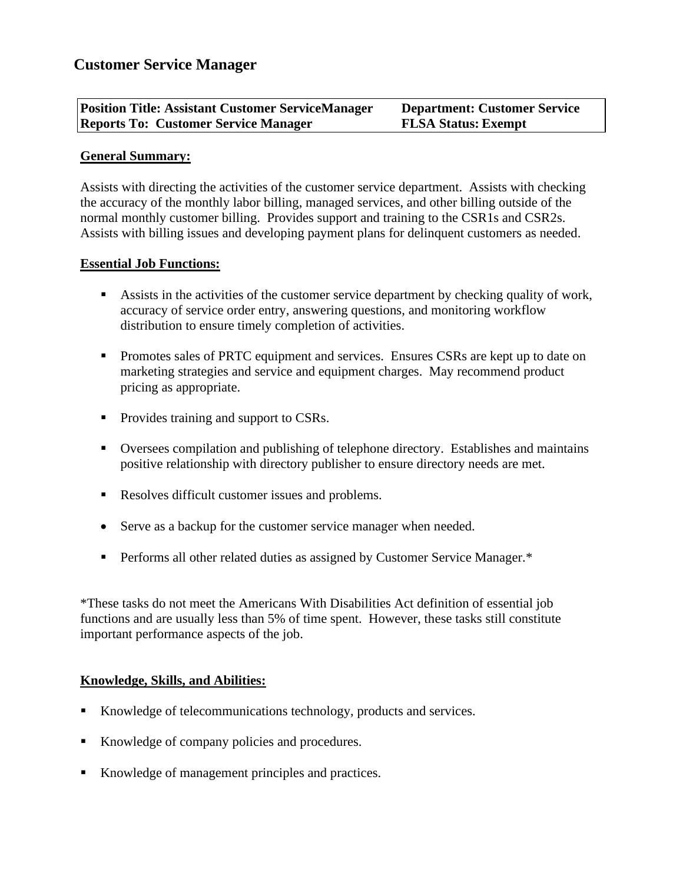# Customer Service Manager

| **Position Title: Assistant Customer ServiceManager** | **Department: Customer Service** |
|---|---|
| **Reports To: Customer Service Manager** | **FLSA Status: Exempt** |

**General Summary:**

Assists with directing the activities of the customer service department. Assists with checking the accuracy of the monthly labor billing, managed services, and other billing outside of the normal monthly customer billing. Provides support and training to the CSR1s and CSR2s. Assists with billing issues and developing payment plans for delinquent customers as needed.

**Essential Job Functions:**

- Assists in the activities of the customer service department by checking quality of work, accuracy of service order entry, answering questions, and monitoring workflow distribution to ensure timely completion of activities.
- Promotes sales of PRTC equipment and services. Ensures CSRs are kept up to date on marketing strategies and service and equipment charges. May recommend product pricing as appropriate.
- Provides training and support to CSRs.
- Oversees compilation and publishing of telephone directory. Establishes and maintains positive relationship with directory publisher to ensure directory needs are met.
- Resolves difficult customer issues and problems.
- Serve as a backup for the customer service manager when needed.
- Performs all other related duties as assigned by Customer Service Manager.*

*These tasks do not meet the Americans With Disabilities Act definition of essential job functions and are usually less than 5% of time spent. However, these tasks still constitute important performance aspects of the job.

**Knowledge, Skills, and Abilities:**

- Knowledge of telecommunications technology, products and services.
- Knowledge of company policies and procedures.
- Knowledge of management principles and practices.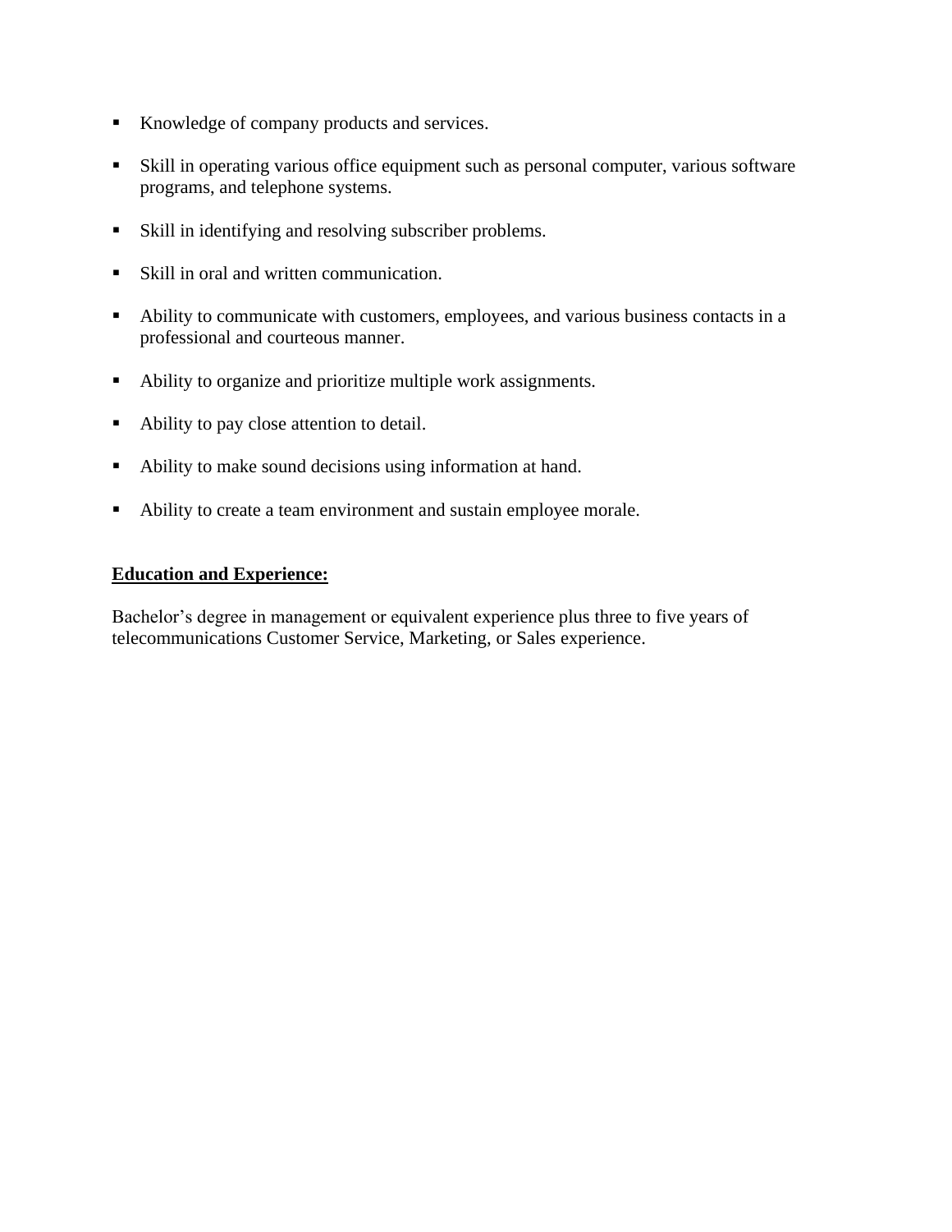- Knowledge of company products and services.
- Skill in operating various office equipment such as personal computer, various software programs, and telephone systems.
- Skill in identifying and resolving subscriber problems.
- Skill in oral and written communication.
- Ability to communicate with customers, employees, and various business contacts in a professional and courteous manner.
- Ability to organize and prioritize multiple work assignments.
- Ability to pay close attention to detail.
- Ability to make sound decisions using information at hand.
- Ability to create a team environment and sustain employee morale.

**Education and Experience:**

Bachelor's degree in management or equivalent experience plus three to five years of telecommunications Customer Service, Marketing, or Sales experience.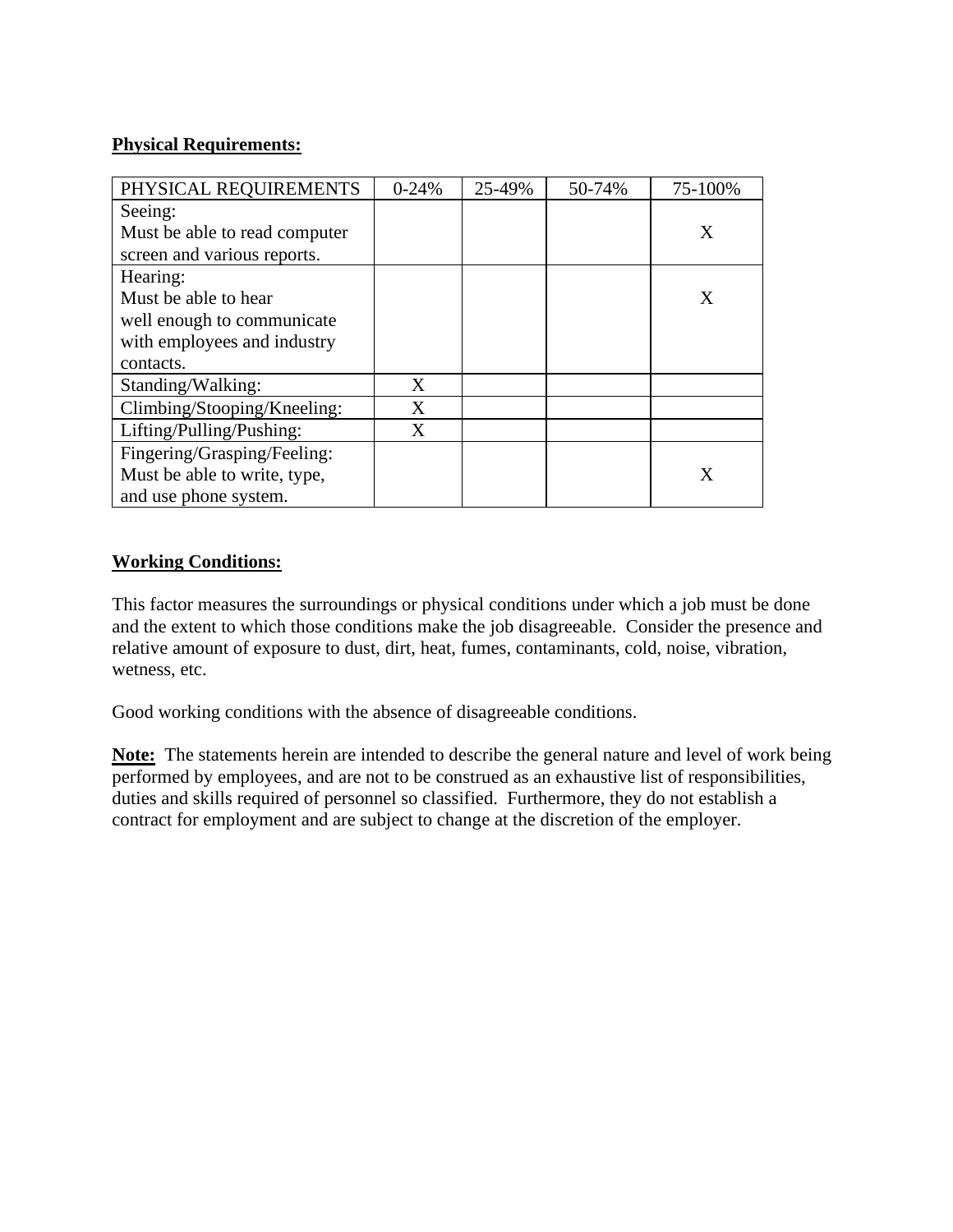**Physical Requirements:**

| PHYSICAL REQUIREMENTS | 0-24% | 25-49% | 50-74% | 75-100% |
|---|---|---|---|---|
| Seeing: Must be able to read computer screen and various reports. | | | | X |
| Hearing: Must be able to hear well enough to communicate with employees and industry contacts. | | | | X |
| Standing/Walking: | X | | | |
| Climbing/Stooping/Kneeling: | X | | | |
| Lifting/Pulling/Pushing: | X | | | |
| Fingering/Grasping/Feeling: Must be able to write, type, and use phone system. | | | | X |

**Working Conditions:**

This factor measures the surroundings or physical conditions under which a job must be done and the extent to which those conditions make the job disagreeable. Consider the presence and relative amount of exposure to dust, dirt, heat, fumes, contaminants, cold, noise, vibration, wetness, etc.

Good working conditions with the absence of disagreeable conditions.

**Note:** The statements herein are intended to describe the general nature and level of work being performed by employees, and are not to be construed as an exhaustive list of responsibilities, duties and skills required of personnel so classified. Furthermore, they do not establish a contract for employment and are subject to change at the discretion of the employer.